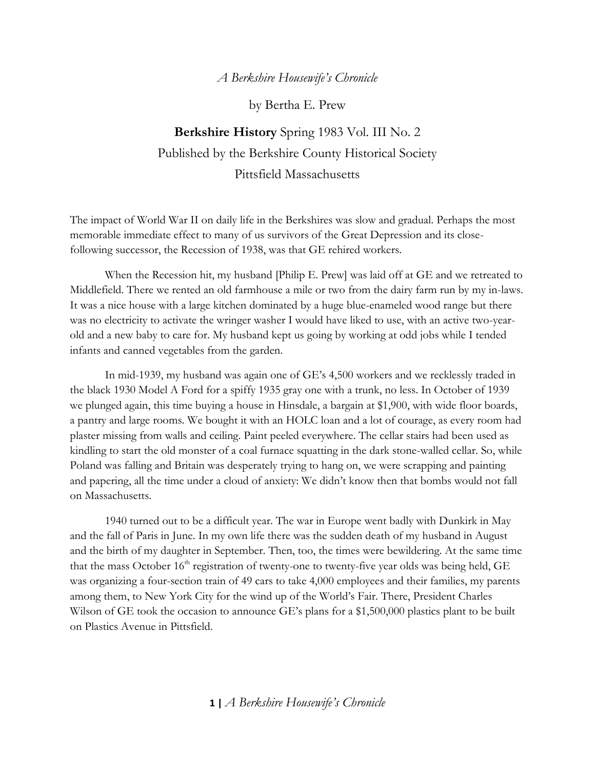*A Berkshire Housewife's Chronicle*

by Bertha E. Prew

**Berkshire History** Spring 1983 Vol. III No. 2

Published by the Berkshire County Historical Society

Pittsfield Massachusetts

The impact of World War II on daily life in the Berkshires was slow and gradual. Perhaps the most memorable immediate effect to many of us survivors of the Great Depression and its close-following successor, the Recession of 1938, was that GE rehired workers.

When the Recession hit, my husband [Philip E. Prew] was laid off at GE and we retreated to Middlefield. There we rented an old farmhouse a mile or two from the dairy farm run by my in-laws. It was a nice house with a large kitchen dominated by a huge blue-enameled wood range but there was no electricity to activate the wringer washer I would have liked to use, with an active two-year-old and a new baby to care for. My husband kept us going by working at odd jobs while I tended infants and canned vegetables from the garden.

In mid-1939, my husband was again one of GE's 4,500 workers and we recklessly traded in the black 1930 Model A Ford for a spiffy 1935 gray one with a trunk, no less. In October of 1939 we plunged again, this time buying a house in Hinsdale, a bargain at $1,900, with wide floor boards, a pantry and large rooms. We bought it with an HOLC loan and a lot of courage, as every room had plaster missing from walls and ceiling. Paint peeled everywhere. The cellar stairs had been used as kindling to start the old monster of a coal furnace squatting in the dark stone-walled cellar. So, while Poland was falling and Britain was desperately trying to hang on, we were scrapping and painting and papering, all the time under a cloud of anxiety: We didn't know then that bombs would not fall on Massachusetts.

1940 turned out to be a difficult year. The war in Europe went badly with Dunkirk in May and the fall of Paris in June. In my own life there was the sudden death of my husband in August and the birth of my daughter in September. Then, too, the times were bewildering. At the same time that the mass October 16th registration of twenty-one to twenty-five year olds was being held, GE was organizing a four-section train of 49 cars to take 4,000 employees and their families, my parents among them, to New York City for the wind up of the World's Fair. There, President Charles Wilson of GE took the occasion to announce GE's plans for a $1,500,000 plastics plant to be built on Plastics Avenue in Pittsfield.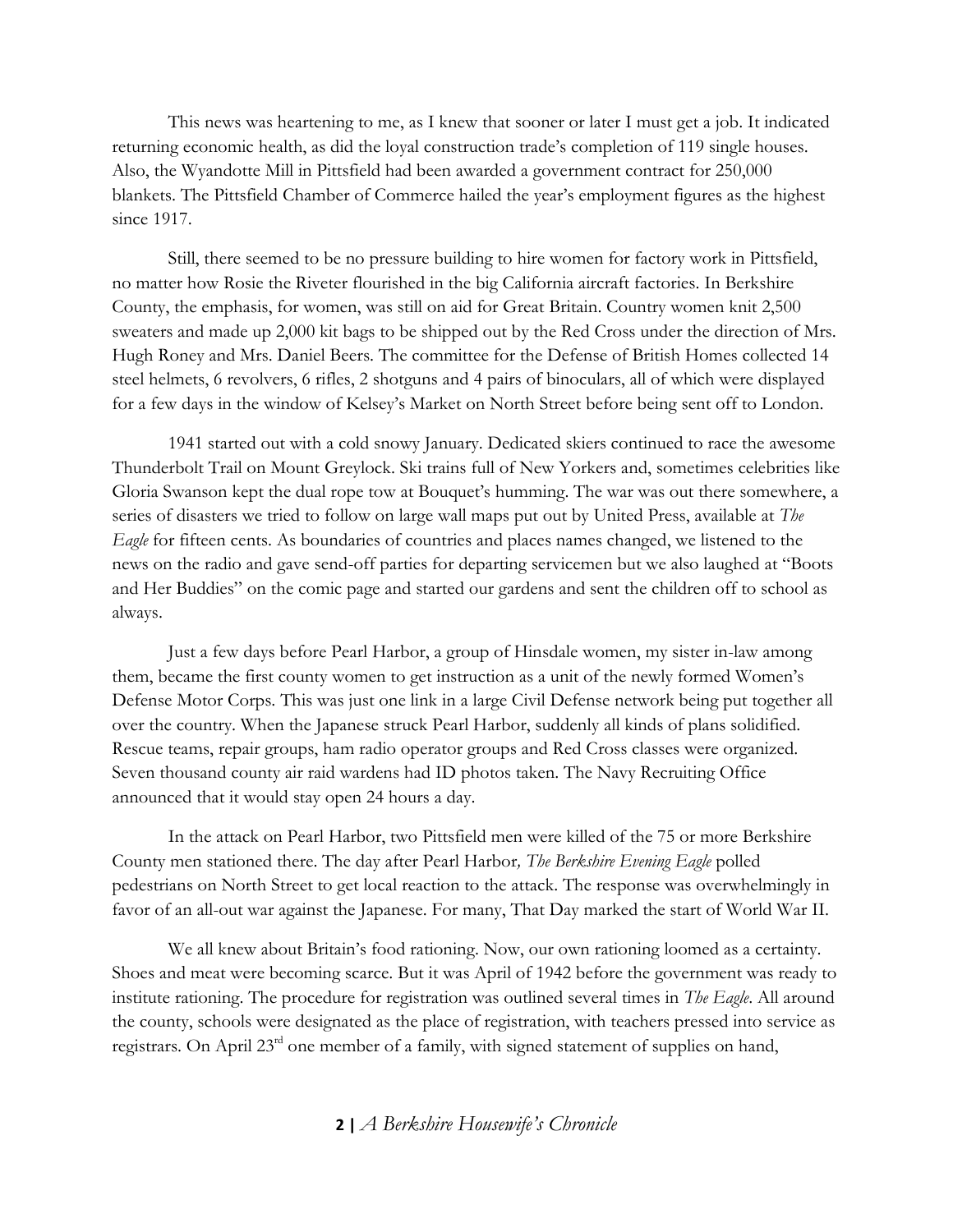This news was heartening to me, as I knew that sooner or later I must get a job. It indicated returning economic health, as did the loyal construction trade's completion of 119 single houses. Also, the Wyandotte Mill in Pittsfield had been awarded a government contract for 250,000 blankets. The Pittsfield Chamber of Commerce hailed the year's employment figures as the highest since 1917.

Still, there seemed to be no pressure building to hire women for factory work in Pittsfield, no matter how Rosie the Riveter flourished in the big California aircraft factories. In Berkshire County, the emphasis, for women, was still on aid for Great Britain. Country women knit 2,500 sweaters and made up 2,000 kit bags to be shipped out by the Red Cross under the direction of Mrs. Hugh Roney and Mrs. Daniel Beers. The committee for the Defense of British Homes collected 14 steel helmets, 6 revolvers, 6 rifles, 2 shotguns and 4 pairs of binoculars, all of which were displayed for a few days in the window of Kelsey's Market on North Street before being sent off to London.

1941 started out with a cold snowy January. Dedicated skiers continued to race the awesome Thunderbolt Trail on Mount Greylock. Ski trains full of New Yorkers and, sometimes celebrities like Gloria Swanson kept the dual rope tow at Bouquet's humming. The war was out there somewhere, a series of disasters we tried to follow on large wall maps put out by United Press, available at *The Eagle* for fifteen cents. As boundaries of countries and places names changed, we listened to the news on the radio and gave send-off parties for departing servicemen but we also laughed at "Boots and Her Buddies" on the comic page and started our gardens and sent the children off to school as always.

Just a few days before Pearl Harbor, a group of Hinsdale women, my sister in-law among them, became the first county women to get instruction as a unit of the newly formed Women's Defense Motor Corps. This was just one link in a large Civil Defense network being put together all over the country. When the Japanese struck Pearl Harbor, suddenly all kinds of plans solidified. Rescue teams, repair groups, ham radio operator groups and Red Cross classes were organized. Seven thousand county air raid wardens had ID photos taken. The Navy Recruiting Office announced that it would stay open 24 hours a day.

In the attack on Pearl Harbor, two Pittsfield men were killed of the 75 or more Berkshire County men stationed there. The day after Pearl Harbor*, The Berkshire Evening Eagle* polled pedestrians on North Street to get local reaction to the attack. The response was overwhelmingly in favor of an all-out war against the Japanese. For many, That Day marked the start of World War II.

We all knew about Britain's food rationing. Now, our own rationing loomed as a certainty. Shoes and meat were becoming scarce. But it was April of 1942 before the government was ready to institute rationing. The procedure for registration was outlined several times in *The Eagle*. All around the county, schools were designated as the place of registration, with teachers pressed into service as registrars. On April 23rd one member of a family, with signed statement of supplies on hand,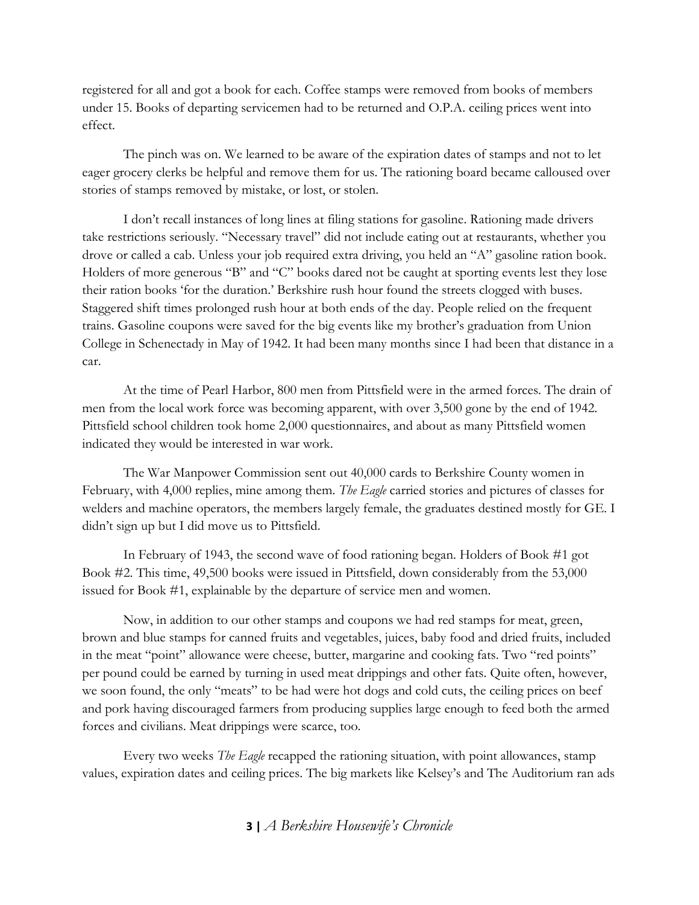registered for all and got a book for each. Coffee stamps were removed from books of members under 15. Books of departing servicemen had to be returned and O.P.A. ceiling prices went into effect.

The pinch was on. We learned to be aware of the expiration dates of stamps and not to let eager grocery clerks be helpful and remove them for us. The rationing board became calloused over stories of stamps removed by mistake, or lost, or stolen.

I don't recall instances of long lines at filing stations for gasoline. Rationing made drivers take restrictions seriously. "Necessary travel" did not include eating out at restaurants, whether you drove or called a cab. Unless your job required extra driving, you held an "A" gasoline ration book. Holders of more generous "B" and "C" books dared not be caught at sporting events lest they lose their ration books 'for the duration.' Berkshire rush hour found the streets clogged with buses. Staggered shift times prolonged rush hour at both ends of the day. People relied on the frequent trains. Gasoline coupons were saved for the big events like my brother's graduation from Union College in Schenectady in May of 1942. It had been many months since I had been that distance in a car.

At the time of Pearl Harbor, 800 men from Pittsfield were in the armed forces. The drain of men from the local work force was becoming apparent, with over 3,500 gone by the end of 1942. Pittsfield school children took home 2,000 questionnaires, and about as many Pittsfield women indicated they would be interested in war work.

The War Manpower Commission sent out 40,000 cards to Berkshire County women in February, with 4,000 replies, mine among them. *The Eagle* carried stories and pictures of classes for welders and machine operators, the members largely female, the graduates destined mostly for GE. I didn't sign up but I did move us to Pittsfield.

In February of 1943, the second wave of food rationing began. Holders of Book #1 got Book #2. This time, 49,500 books were issued in Pittsfield, down considerably from the 53,000 issued for Book #1, explainable by the departure of service men and women.

Now, in addition to our other stamps and coupons we had red stamps for meat, green, brown and blue stamps for canned fruits and vegetables, juices, baby food and dried fruits, included in the meat "point" allowance were cheese, butter, margarine and cooking fats. Two "red points" per pound could be earned by turning in used meat drippings and other fats. Quite often, however, we soon found, the only "meats" to be had were hot dogs and cold cuts, the ceiling prices on beef and pork having discouraged farmers from producing supplies large enough to feed both the armed forces and civilians. Meat drippings were scarce, too.

Every two weeks *The Eagle* recapped the rationing situation, with point allowances, stamp values, expiration dates and ceiling prices. The big markets like Kelsey's and The Auditorium ran ads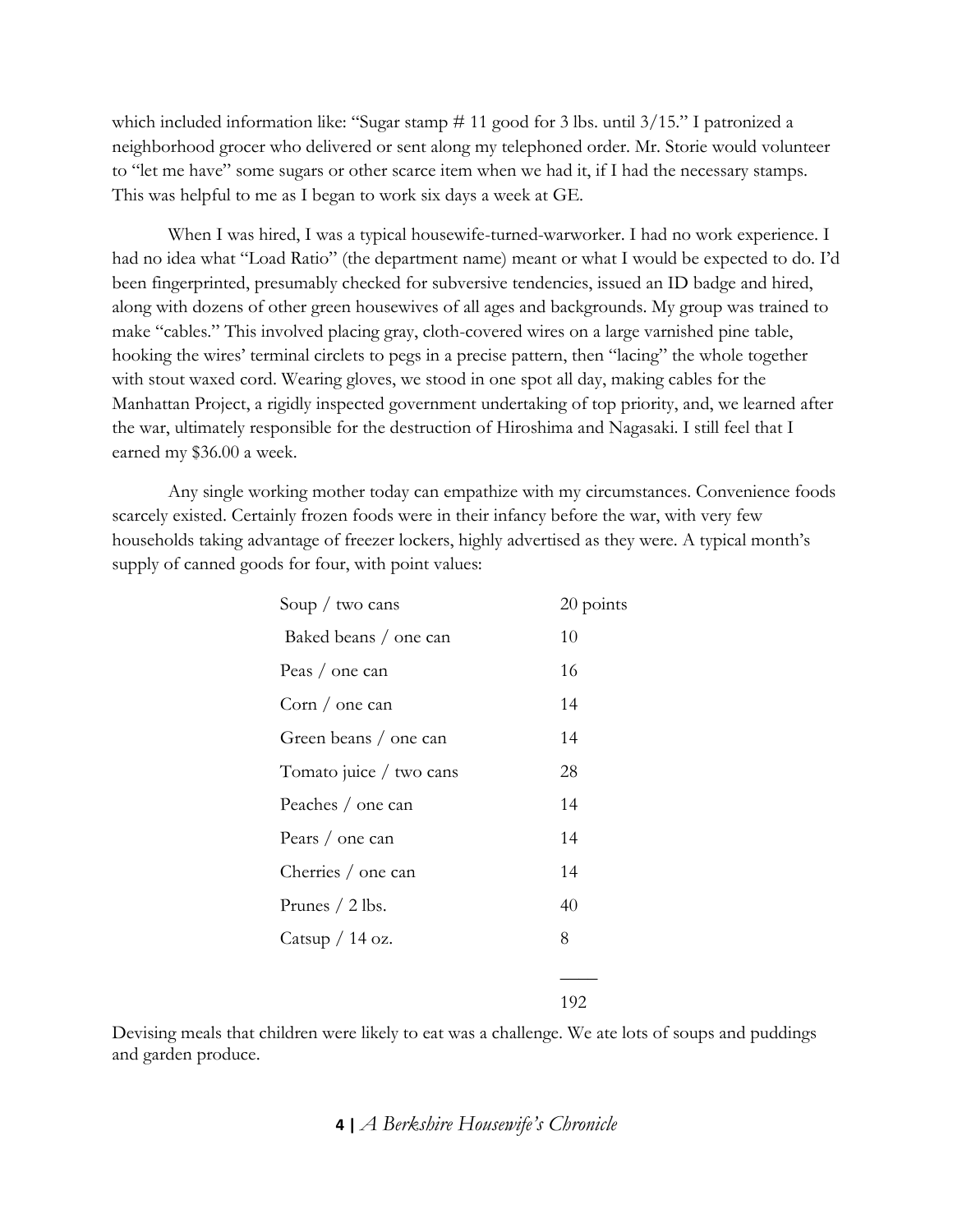which included information like: "Sugar stamp # 11 good for 3 lbs. until 3/15." I patronized a neighborhood grocer who delivered or sent along my telephoned order. Mr. Storie would volunteer to "let me have" some sugars or other scarce item when we had it, if I had the necessary stamps. This was helpful to me as I began to work six days a week at GE.

When I was hired, I was a typical housewife-turned-warworker. I had no work experience. I had no idea what "Load Ratio" (the department name) meant or what I would be expected to do. I'd been fingerprinted, presumably checked for subversive tendencies, issued an ID badge and hired, along with dozens of other green housewives of all ages and backgrounds. My group was trained to make "cables." This involved placing gray, cloth-covered wires on a large varnished pine table, hooking the wires' terminal circlets to pegs in a precise pattern, then "lacing" the whole together with stout waxed cord. Wearing gloves, we stood in one spot all day, making cables for the Manhattan Project, a rigidly inspected government undertaking of top priority, and, we learned after the war, ultimately responsible for the destruction of Hiroshima and Nagasaki. I still feel that I earned my $36.00 a week.

Any single working mother today can empathize with my circumstances. Convenience foods scarcely existed. Certainly frozen foods were in their infancy before the war, with very few households taking advantage of freezer lockers, highly advertised as they were. A typical month's supply of canned goods for four, with point values:

| | |
|---|---|
| Soup / two cans | 20 points |
| Baked beans / one can | 10 |
| Peas / one can | 16 |
| Corn / one can | 14 |
| Green beans / one can | 14 |
| Tomato juice / two cans | 28 |
| Peaches / one can | 14 |
| Pears / one can | 14 |
| Cherries / one can | 14 |
| Prunes / 2 lbs. | 40 |
| Catsup / 14 oz. | 8 |
| | 192 |

Devising meals that children were likely to eat was a challenge. We ate lots of soups and puddings and garden produce.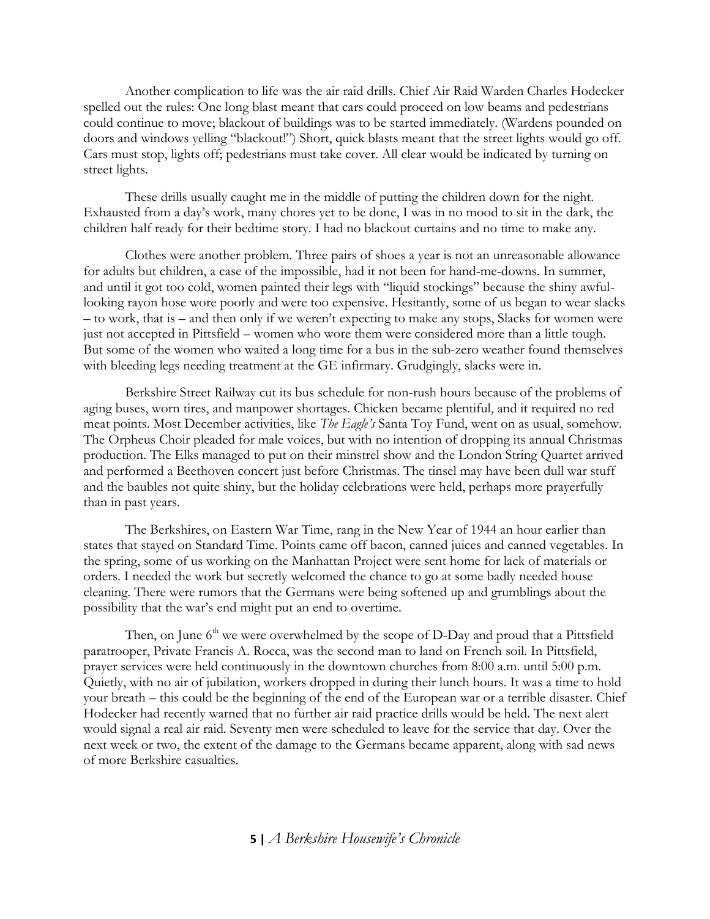Another complication to life was the air raid drills. Chief Air Raid Warden Charles Hodecker spelled out the rules: One long blast meant that cars could proceed on low beams and pedestrians could continue to move; blackout of buildings was to be started immediately. (Wardens pounded on doors and windows yelling "blackout!") Short, quick blasts meant that the street lights would go off. Cars must stop, lights off; pedestrians must take cover. All clear would be indicated by turning on street lights.

These drills usually caught me in the middle of putting the children down for the night. Exhausted from a day's work, many chores yet to be done, I was in no mood to sit in the dark, the children half ready for their bedtime story. I had no blackout curtains and no time to make any.

Clothes were another problem. Three pairs of shoes a year is not an unreasonable allowance for adults but children, a case of the impossible, had it not been for hand-me-downs. In summer, and until it got too cold, women painted their legs with "liquid stockings" because the shiny awful-looking rayon hose wore poorly and were too expensive. Hesitantly, some of us began to wear slacks – to work, that is – and then only if we weren't expecting to make any stops, Slacks for women were just not accepted in Pittsfield – women who wore them were considered more than a little tough. But some of the women who waited a long time for a bus in the sub-zero weather found themselves with bleeding legs needing treatment at the GE infirmary. Grudgingly, slacks were in.

Berkshire Street Railway cut its bus schedule for non-rush hours because of the problems of aging buses, worn tires, and manpower shortages. Chicken became plentiful, and it required no red meat points. Most December activities, like *The Eagle's* Santa Toy Fund, went on as usual, somehow. The Orpheus Choir pleaded for male voices, but with no intention of dropping its annual Christmas production. The Elks managed to put on their minstrel show and the London String Quartet arrived and performed a Beethoven concert just before Christmas. The tinsel may have been dull war stuff and the baubles not quite shiny, but the holiday celebrations were held, perhaps more prayerfully than in past years.

The Berkshires, on Eastern War Time, rang in the New Year of 1944 an hour earlier than states that stayed on Standard Time. Points came off bacon, canned juices and canned vegetables. In the spring, some of us working on the Manhattan Project were sent home for lack of materials or orders. I needed the work but secretly welcomed the chance to go at some badly needed house cleaning. There were rumors that the Germans were being softened up and grumblings about the possibility that the war's end might put an end to overtime.

Then, on June 6th we were overwhelmed by the scope of D-Day and proud that a Pittsfield paratrooper, Private Francis A. Rocca, was the second man to land on French soil. In Pittsfield, prayer services were held continuously in the downtown churches from 8:00 a.m. until 5:00 p.m. Quietly, with no air of jubilation, workers dropped in during their lunch hours. It was a time to hold your breath – this could be the beginning of the end of the European war or a terrible disaster. Chief Hodecker had recently warned that no further air raid practice drills would be held. The next alert would signal a real air raid. Seventy men were scheduled to leave for the service that day. Over the next week or two, the extent of the damage to the Germans became apparent, along with sad news of more Berkshire casualties.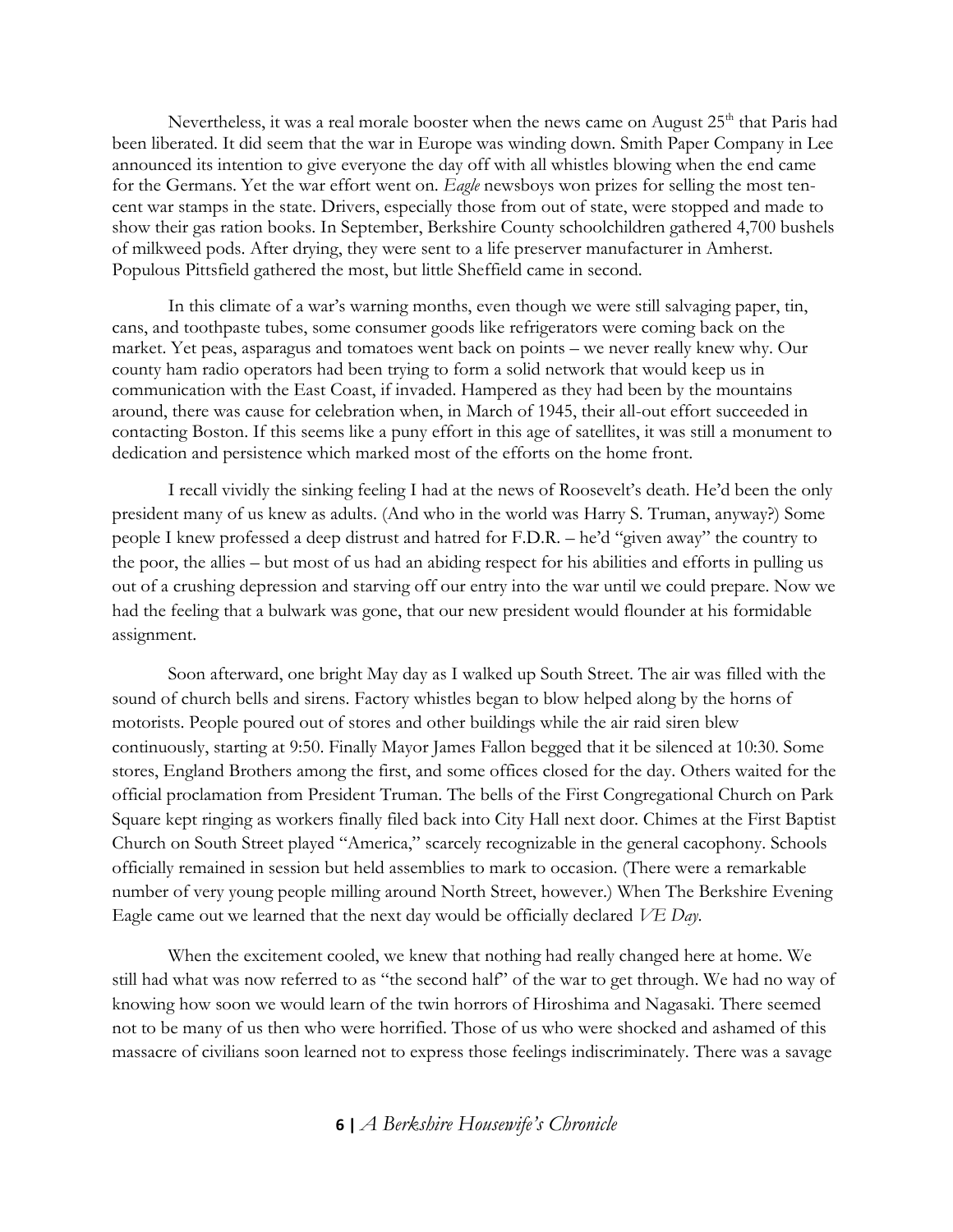Nevertheless, it was a real morale booster when the news came on August 25th that Paris had been liberated. It did seem that the war in Europe was winding down. Smith Paper Company in Lee announced its intention to give everyone the day off with all whistles blowing when the end came for the Germans. Yet the war effort went on. *Eagle* newsboys won prizes for selling the most ten-cent war stamps in the state. Drivers, especially those from out of state, were stopped and made to show their gas ration books. In September, Berkshire County schoolchildren gathered 4,700 bushels of milkweed pods. After drying, they were sent to a life preserver manufacturer in Amherst. Populous Pittsfield gathered the most, but little Sheffield came in second.

In this climate of a war's warning months, even though we were still salvaging paper, tin, cans, and toothpaste tubes, some consumer goods like refrigerators were coming back on the market. Yet peas, asparagus and tomatoes went back on points – we never really knew why. Our county ham radio operators had been trying to form a solid network that would keep us in communication with the East Coast, if invaded. Hampered as they had been by the mountains around, there was cause for celebration when, in March of 1945, their all-out effort succeeded in contacting Boston. If this seems like a puny effort in this age of satellites, it was still a monument to dedication and persistence which marked most of the efforts on the home front.

I recall vividly the sinking feeling I had at the news of Roosevelt's death. He'd been the only president many of us knew as adults. (And who in the world was Harry S. Truman, anyway?) Some people I knew professed a deep distrust and hatred for F.D.R. – he'd "given away" the country to the poor, the allies – but most of us had an abiding respect for his abilities and efforts in pulling us out of a crushing depression and starving off our entry into the war until we could prepare. Now we had the feeling that a bulwark was gone, that our new president would flounder at his formidable assignment.

Soon afterward, one bright May day as I walked up South Street. The air was filled with the sound of church bells and sirens. Factory whistles began to blow helped along by the horns of motorists. People poured out of stores and other buildings while the air raid siren blew continuously, starting at 9:50. Finally Mayor James Fallon begged that it be silenced at 10:30. Some stores, England Brothers among the first, and some offices closed for the day. Others waited for the official proclamation from President Truman. The bells of the First Congregational Church on Park Square kept ringing as workers finally filed back into City Hall next door. Chimes at the First Baptist Church on South Street played "America," scarcely recognizable in the general cacophony. Schools officially remained in session but held assemblies to mark to occasion. (There were a remarkable number of very young people milling around North Street, however.) When The Berkshire Evening Eagle came out we learned that the next day would be officially declared *VE Day*.

When the excitement cooled, we knew that nothing had really changed here at home. We still had what was now referred to as "the second half" of the war to get through. We had no way of knowing how soon we would learn of the twin horrors of Hiroshima and Nagasaki. There seemed not to be many of us then who were horrified. Those of us who were shocked and ashamed of this massacre of civilians soon learned not to express those feelings indiscriminately. There was a savage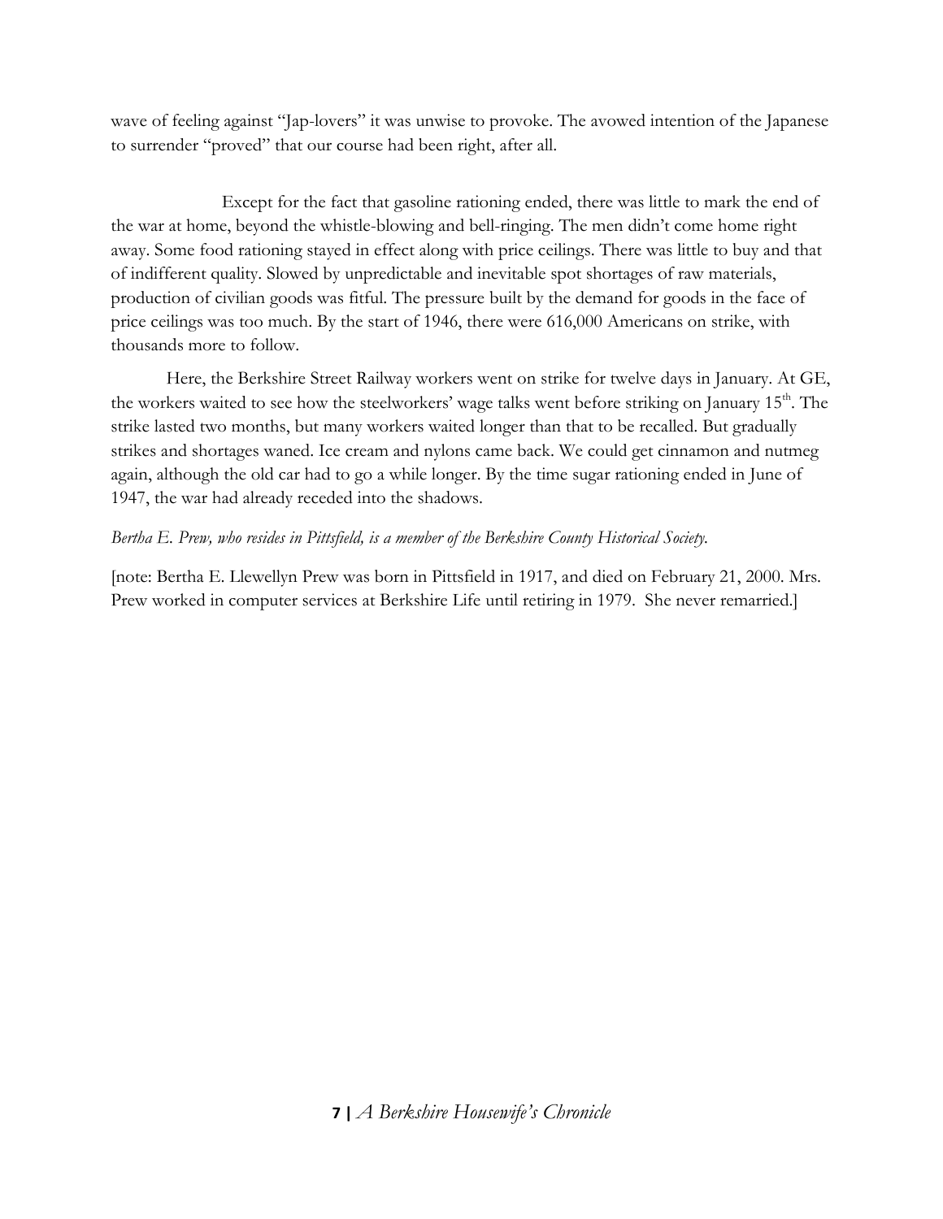wave of feeling against "Jap-lovers" it was unwise to provoke. The avowed intention of the Japanese to surrender "proved" that our course had been right, after all.

Except for the fact that gasoline rationing ended, there was little to mark the end of the war at home, beyond the whistle-blowing and bell-ringing. The men didn't come home right away. Some food rationing stayed in effect along with price ceilings. There was little to buy and that of indifferent quality. Slowed by unpredictable and inevitable spot shortages of raw materials, production of civilian goods was fitful. The pressure built by the demand for goods in the face of price ceilings was too much. By the start of 1946, there were 616,000 Americans on strike, with thousands more to follow.

Here, the Berkshire Street Railway workers went on strike for twelve days in January. At GE, the workers waited to see how the steelworkers' wage talks went before striking on January 15th. The strike lasted two months, but many workers waited longer than that to be recalled. But gradually strikes and shortages waned. Ice cream and nylons came back. We could get cinnamon and nutmeg again, although the old car had to go a while longer. By the time sugar rationing ended in June of 1947, the war had already receded into the shadows.

*Bertha E. Prew, who resides in Pittsfield, is a member of the Berkshire County Historical Society.*

[note: Bertha E. Llewellyn Prew was born in Pittsfield in 1917, and died on February 21, 2000. Mrs. Prew worked in computer services at Berkshire Life until retiring in 1979. She never remarried.]